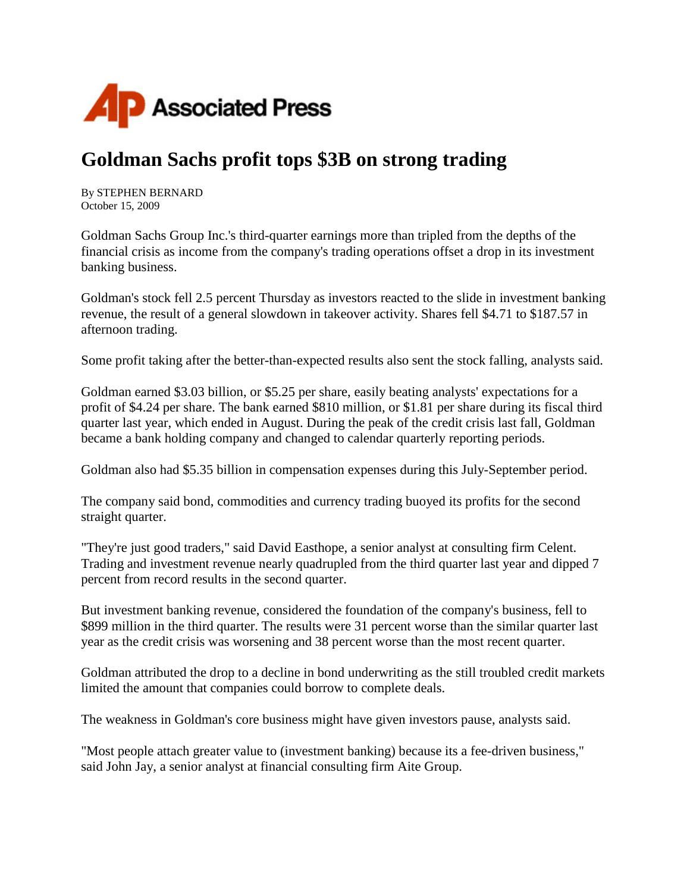Associated Press

# Goldman Sachs profit tops $3B on strong trading

By STEPHEN BERNARD
October 15, 2009

Goldman Sachs Group Inc.'s third-quarter earnings more than tripled from the depths of the financial crisis as income from the company's trading operations offset a drop in its investment banking business.

Goldman's stock fell 2.5 percent Thursday as investors reacted to the slide in investment banking revenue, the result of a general slowdown in takeover activity. Shares fell $4.71 to $187.57 in afternoon trading.

Some profit taking after the better-than-expected results also sent the stock falling, analysts said.

Goldman earned $3.03 billion, or $5.25 per share, easily beating analysts' expectations for a profit of $4.24 per share. The bank earned $810 million, or $1.81 per share during its fiscal third quarter last year, which ended in August. During the peak of the credit crisis last fall, Goldman became a bank holding company and changed to calendar quarterly reporting periods.

Goldman also had $5.35 billion in compensation expenses during this July-September period.

The company said bond, commodities and currency trading buoyed its profits for the second straight quarter.

"They're just good traders," said David Easthope, a senior analyst at consulting firm Celent. Trading and investment revenue nearly quadrupled from the third quarter last year and dipped 7 percent from record results in the second quarter.

But investment banking revenue, considered the foundation of the company's business, fell to $899 million in the third quarter. The results were 31 percent worse than the similar quarter last year as the credit crisis was worsening and 38 percent worse than the most recent quarter.

Goldman attributed the drop to a decline in bond underwriting as the still troubled credit markets limited the amount that companies could borrow to complete deals.

The weakness in Goldman's core business might have given investors pause, analysts said.

"Most people attach greater value to (investment banking) because its a fee-driven business," said John Jay, a senior analyst at financial consulting firm Aite Group.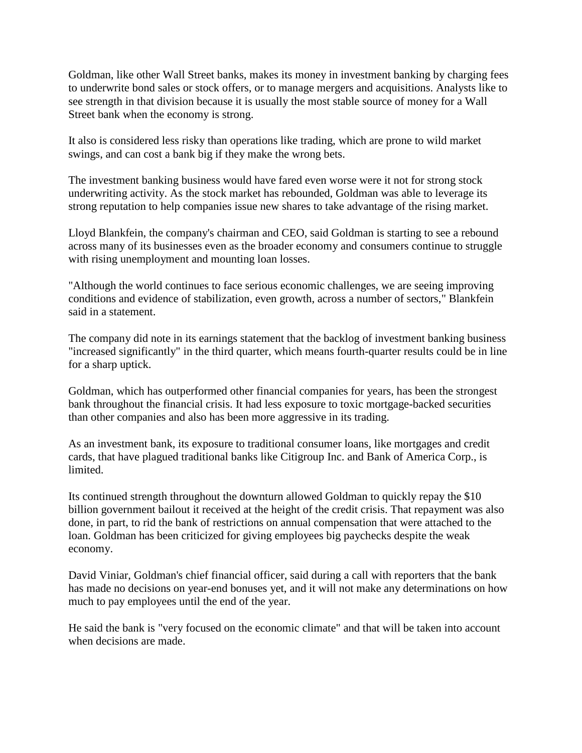Goldman, like other Wall Street banks, makes its money in investment banking by charging fees to underwrite bond sales or stock offers, or to manage mergers and acquisitions. Analysts like to see strength in that division because it is usually the most stable source of money for a Wall Street bank when the economy is strong.

It also is considered less risky than operations like trading, which are prone to wild market swings, and can cost a bank big if they make the wrong bets.

The investment banking business would have fared even worse were it not for strong stock underwriting activity. As the stock market has rebounded, Goldman was able to leverage its strong reputation to help companies issue new shares to take advantage of the rising market.

Lloyd Blankfein, the company's chairman and CEO, said Goldman is starting to see a rebound across many of its businesses even as the broader economy and consumers continue to struggle with rising unemployment and mounting loan losses.

"Although the world continues to face serious economic challenges, we are seeing improving conditions and evidence of stabilization, even growth, across a number of sectors," Blankfein said in a statement.

The company did note in its earnings statement that the backlog of investment banking business "increased significantly" in the third quarter, which means fourth-quarter results could be in line for a sharp uptick.

Goldman, which has outperformed other financial companies for years, has been the strongest bank throughout the financial crisis. It had less exposure to toxic mortgage-backed securities than other companies and also has been more aggressive in its trading.

As an investment bank, its exposure to traditional consumer loans, like mortgages and credit cards, that have plagued traditional banks like Citigroup Inc. and Bank of America Corp., is limited.

Its continued strength throughout the downturn allowed Goldman to quickly repay the $10 billion government bailout it received at the height of the credit crisis. That repayment was also done, in part, to rid the bank of restrictions on annual compensation that were attached to the loan. Goldman has been criticized for giving employees big paychecks despite the weak economy.

David Viniar, Goldman's chief financial officer, said during a call with reporters that the bank has made no decisions on year-end bonuses yet, and it will not make any determinations on how much to pay employees until the end of the year.

He said the bank is "very focused on the economic climate" and that will be taken into account when decisions are made.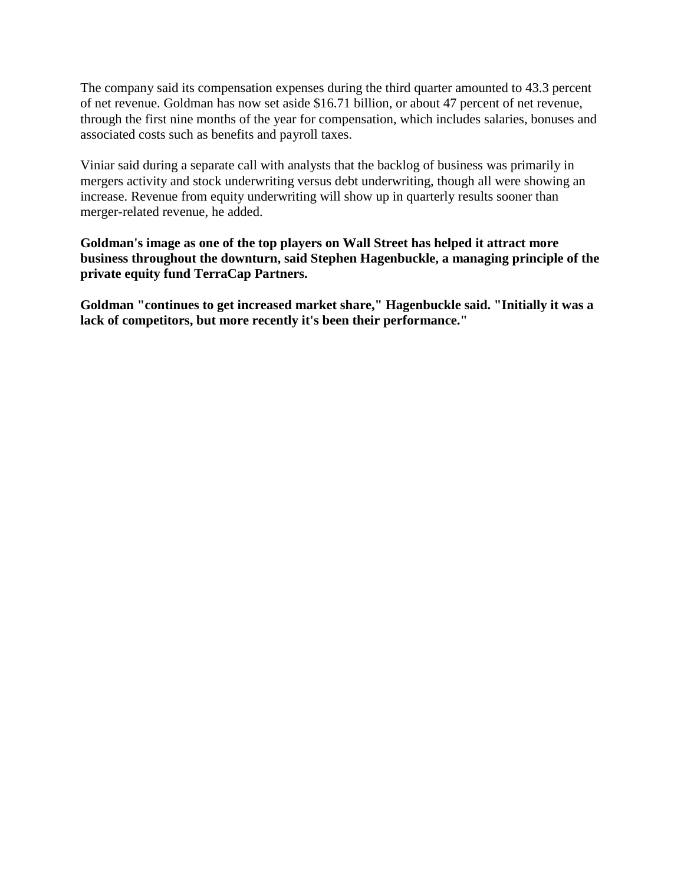The company said its compensation expenses during the third quarter amounted to 43.3 percent of net revenue. Goldman has now set aside $16.71 billion, or about 47 percent of net revenue, through the first nine months of the year for compensation, which includes salaries, bonuses and associated costs such as benefits and payroll taxes.

Viniar said during a separate call with analysts that the backlog of business was primarily in mergers activity and stock underwriting versus debt underwriting, though all were showing an increase. Revenue from equity underwriting will show up in quarterly results sooner than merger-related revenue, he added.

**Goldman's image as one of the top players on Wall Street has helped it attract more business throughout the downturn, said Stephen Hagenbuckle, a managing principle of the private equity fund TerraCap Partners.**

**Goldman "continues to get increased market share," Hagenbuckle said. "Initially it was a lack of competitors, but more recently it's been their performance."**